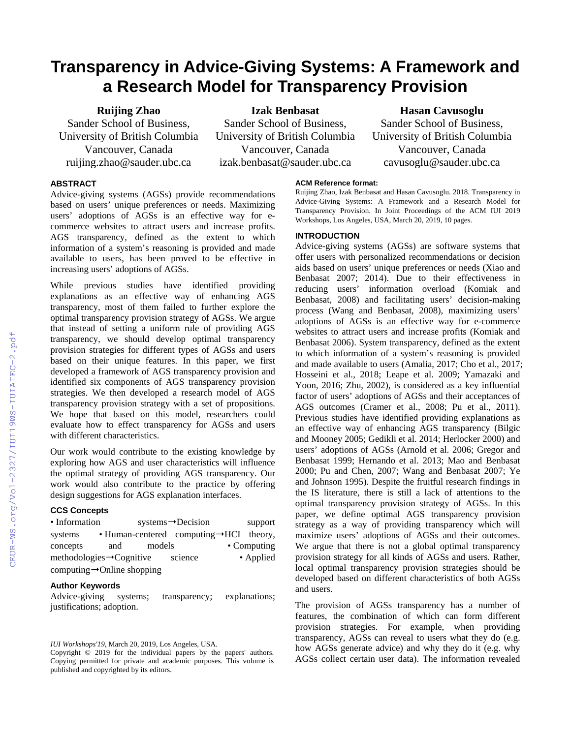# Transparency in Advice-Giving Systems: A Framework and a Research Model for Transparency Provision

**Ruijing Zhao**
Sander School of Business,
University of British Columbia
Vancouver, Canada
ruijing.zhao@sauder.ubc.ca

**Izak Benbasat**
Sander School of Business,
University of British Columbia
Vancouver, Canada
izak.benbasat@sauder.ubc.ca

**Hasan Cavusoglu**
Sander School of Business,
University of British Columbia
Vancouver, Canada
cavusoglu@sauder.ubc.ca

## ABSTRACT

Advice-giving systems (AGSs) provide recommendations based on users' unique preferences or needs. Maximizing users' adoptions of AGSs is an effective way for e-commerce websites to attract users and increase profits. AGS transparency, defined as the extent to which information of a system's reasoning is provided and made available to users, has been proved to be effective in increasing users' adoptions of AGSs.

While previous studies have identified providing explanations as an effective way of enhancing AGS transparency, most of them failed to further explore the optimal transparency provision strategy of AGSs. We argue that instead of setting a uniform rule of providing AGS transparency, we should develop optimal transparency provision strategies for different types of AGSs and users based on their unique features. In this paper, we first developed a framework of AGS transparency provision and identified six components of AGS transparency provision strategies. We then developed a research model of AGS transparency provision strategy with a set of propositions. We hope that based on this model, researchers could evaluate how to effect transparency for AGSs and users with different characteristics.

Our work would contribute to the existing knowledge by exploring how AGS and user characteristics will influence the optimal strategy of providing AGS transparency. Our work would also contribute to the practice by offering design suggestions for AGS explanation interfaces.

### CCS Concepts

• Information systems→Decision support systems • Human-centered computing→HCI theory, concepts and models • Computing methodologies→Cognitive science • Applied computing→Online shopping

### Author Keywords

Advice-giving systems; transparency; explanations; justifications; adoption.

*IUI Workshops'19*, March 20, 2019, Los Angeles, USA.
Copyright © 2019 for the individual papers by the papers' authors. Copying permitted for private and academic purposes. This volume is published and copyrighted by its editors.

### ACM Reference format:

Ruijing Zhao, Izak Benbasat and Hasan Cavusoglu. 2018. Transparency in Advice-Giving Systems: A Framework and a Research Model for Transparency Provision. In Joint Proceedings of the ACM IUI 2019 Workshops, Los Angeles, USA, March 20, 2019, 10 pages.

## INTRODUCTION

Advice-giving systems (AGSs) are software systems that offer users with personalized recommendations or decision aids based on users' unique preferences or needs (Xiao and Benbasat 2007; 2014). Due to their effectiveness in reducing users' information overload (Komiak and Benbasat, 2008) and facilitating users' decision-making process (Wang and Benbasat, 2008), maximizing users' adoptions of AGSs is an effective way for e-commerce websites to attract users and increase profits (Komiak and Benbasat 2006). System transparency, defined as the extent to which information of a system's reasoning is provided and made available to users (Amalia, 2017; Cho et al., 2017; Hosseini et al., 2018; Leape et al. 2009; Yamazaki and Yoon, 2016; Zhu, 2002), is considered as a key influential factor of users' adoptions of AGSs and their acceptances of AGS outcomes (Cramer et al., 2008; Pu et al., 2011). Previous studies have identified providing explanations as an effective way of enhancing AGS transparency (Bilgic and Mooney 2005; Gedikli et al. 2014; Herlocker 2000) and users' adoptions of AGSs (Arnold et al. 2006; Gregor and Benbasat 1999; Hernando et al. 2013; Mao and Benbasat 2000; Pu and Chen, 2007; Wang and Benbasat 2007; Ye and Johnson 1995). Despite the fruitful research findings in the IS literature, there is still a lack of attentions to the optimal transparency provision strategy of AGSs. In this paper, we define optimal AGS transparency provision strategy as a way of providing transparency which will maximize users' adoptions of AGSs and their outcomes. We argue that there is not a global optimal transparency provision strategy for all kinds of AGSs and users. Rather, local optimal transparency provision strategies should be developed based on different characteristics of both AGSs and users.

The provision of AGSs transparency has a number of features, the combination of which can form different provision strategies. For example, when providing transparency, AGSs can reveal to users what they do (e.g. how AGSs generate advice) and why they do it (e.g. why AGSs collect certain user data). The information revealed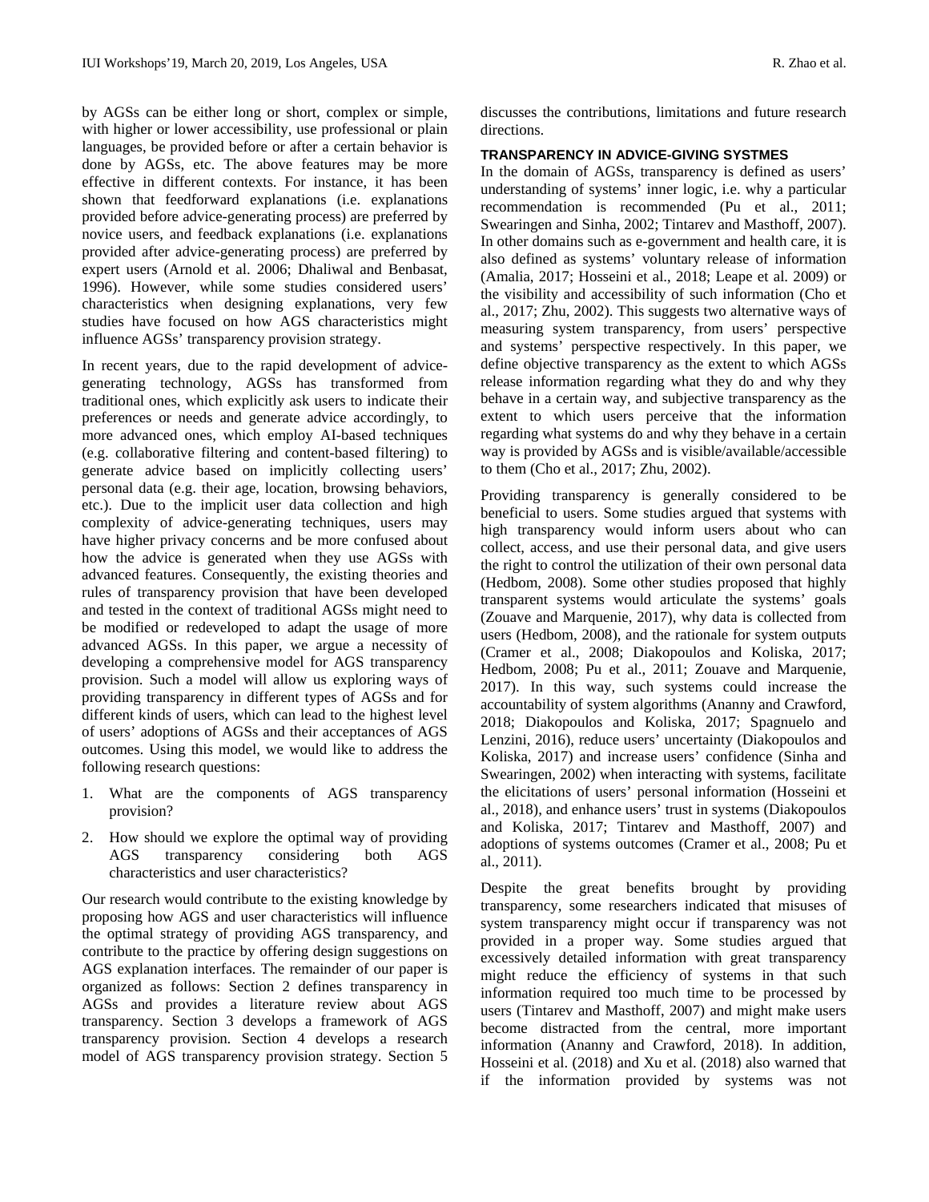by AGSs can be either long or short, complex or simple, with higher or lower accessibility, use professional or plain languages, be provided before or after a certain behavior is done by AGSs, etc. The above features may be more effective in different contexts. For instance, it has been shown that feedforward explanations (i.e. explanations provided before advice-generating process) are preferred by novice users, and feedback explanations (i.e. explanations provided after advice-generating process) are preferred by expert users (Arnold et al. 2006; Dhaliwal and Benbasat, 1996). However, while some studies considered users' characteristics when designing explanations, very few studies have focused on how AGS characteristics might influence AGSs' transparency provision strategy.

In recent years, due to the rapid development of advice-generating technology, AGSs has transformed from traditional ones, which explicitly ask users to indicate their preferences or needs and generate advice accordingly, to more advanced ones, which employ AI-based techniques (e.g. collaborative filtering and content-based filtering) to generate advice based on implicitly collecting users' personal data (e.g. their age, location, browsing behaviors, etc.). Due to the implicit user data collection and high complexity of advice-generating techniques, users may have higher privacy concerns and be more confused about how the advice is generated when they use AGSs with advanced features. Consequently, the existing theories and rules of transparency provision that have been developed and tested in the context of traditional AGSs might need to be modified or redeveloped to adapt the usage of more advanced AGSs. In this paper, we argue a necessity of developing a comprehensive model for AGS transparency provision. Such a model will allow us exploring ways of providing transparency in different types of AGSs and for different kinds of users, which can lead to the highest level of users' adoptions of AGSs and their acceptances of AGS outcomes. Using this model, we would like to address the following research questions:

1. What are the components of AGS transparency provision?
2. How should we explore the optimal way of providing AGS transparency considering both AGS characteristics and user characteristics?

Our research would contribute to the existing knowledge by proposing how AGS and user characteristics will influence the optimal strategy of providing AGS transparency, and contribute to the practice by offering design suggestions on AGS explanation interfaces. The remainder of our paper is organized as follows: Section 2 defines transparency in AGSs and provides a literature review about AGS transparency. Section 3 develops a framework of AGS transparency provision. Section 4 develops a research model of AGS transparency provision strategy. Section 5 discusses the contributions, limitations and future research directions.

## TRANSPARENCY IN ADVICE-GIVING SYSTMES

In the domain of AGSs, transparency is defined as users' understanding of systems' inner logic, i.e. why a particular recommendation is recommended (Pu et al., 2011; Swearingen and Sinha, 2002; Tintarev and Masthoff, 2007). In other domains such as e-government and health care, it is also defined as systems' voluntary release of information (Amalia, 2017; Hosseini et al., 2018; Leape et al. 2009) or the visibility and accessibility of such information (Cho et al., 2017; Zhu, 2002). This suggests two alternative ways of measuring system transparency, from users' perspective and systems' perspective respectively. In this paper, we define objective transparency as the extent to which AGSs release information regarding what they do and why they behave in a certain way, and subjective transparency as the extent to which users perceive that the information regarding what systems do and why they behave in a certain way is provided by AGSs and is visible/available/accessible to them (Cho et al., 2017; Zhu, 2002).

Providing transparency is generally considered to be beneficial to users. Some studies argued that systems with high transparency would inform users about who can collect, access, and use their personal data, and give users the right to control the utilization of their own personal data (Hedbom, 2008). Some other studies proposed that highly transparent systems would articulate the systems' goals (Zouave and Marquenie, 2017), why data is collected from users (Hedbom, 2008), and the rationale for system outputs (Cramer et al., 2008; Diakopoulos and Koliska, 2017; Hedbom, 2008; Pu et al., 2011; Zouave and Marquenie, 2017). In this way, such systems could increase the accountability of system algorithms (Ananny and Crawford, 2018; Diakopoulos and Koliska, 2017; Spagnuelo and Lenzini, 2016), reduce users' uncertainty (Diakopoulos and Koliska, 2017) and increase users' confidence (Sinha and Swearingen, 2002) when interacting with systems, facilitate the elicitations of users' personal information (Hosseini et al., 2018), and enhance users' trust in systems (Diakopoulos and Koliska, 2017; Tintarev and Masthoff, 2007) and adoptions of systems outcomes (Cramer et al., 2008; Pu et al., 2011).

Despite the great benefits brought by providing transparency, some researchers indicated that misuses of system transparency might occur if transparency was not provided in a proper way. Some studies argued that excessively detailed information with great transparency might reduce the efficiency of systems in that such information required too much time to be processed by users (Tintarev and Masthoff, 2007) and might make users become distracted from the central, more important information (Ananny and Crawford, 2018). In addition, Hosseini et al. (2018) and Xu et al. (2018) also warned that if the information provided by systems was not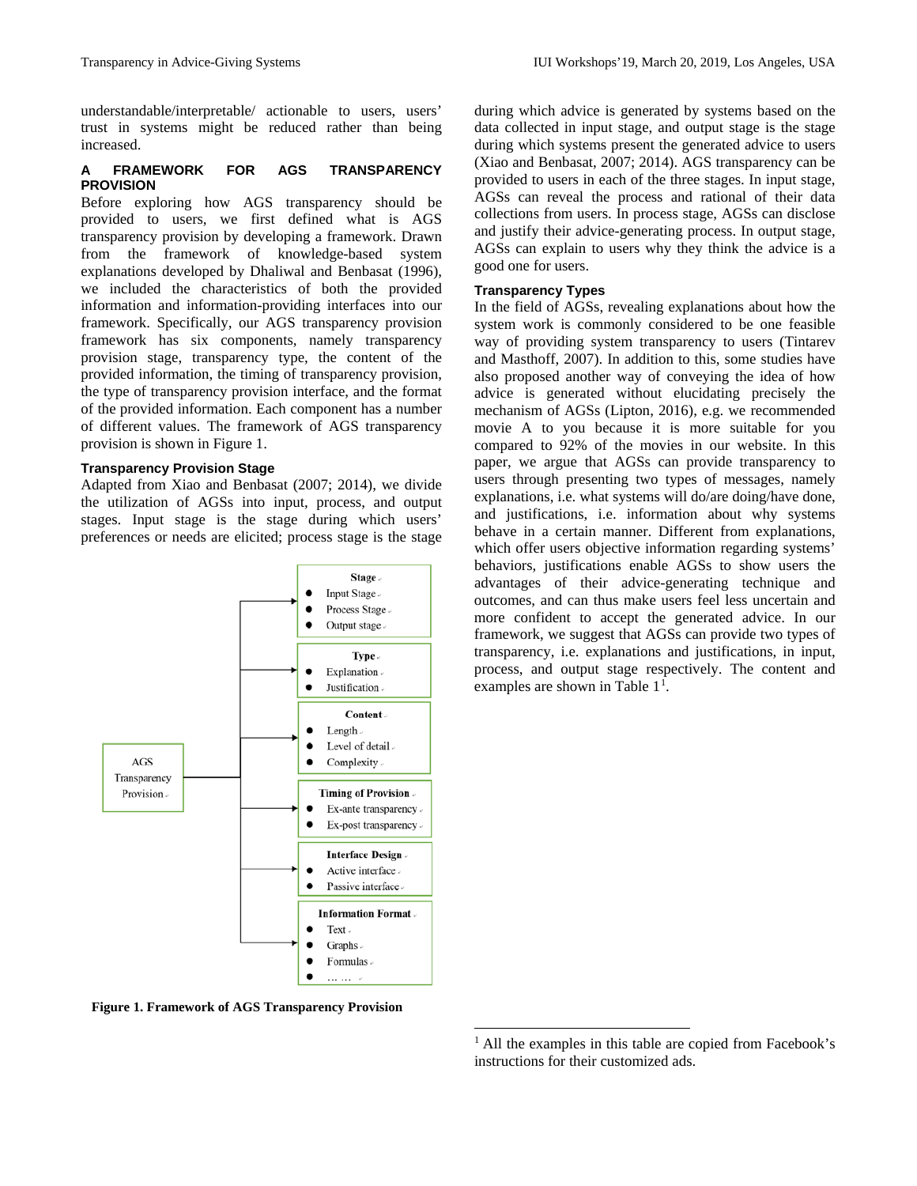understandable/interpretable/ actionable to users, users' trust in systems might be reduced rather than being increased.

## A FRAMEWORK FOR AGS TRANSPARENCY PROVISION

Before exploring how AGS transparency should be provided to users, we first defined what is AGS transparency provision by developing a framework. Drawn from the framework of knowledge-based system explanations developed by Dhaliwal and Benbasat (1996), we included the characteristics of both the provided information and information-providing interfaces into our framework. Specifically, our AGS transparency provision framework has six components, namely transparency provision stage, transparency type, the content of the provided information, the timing of transparency provision, the type of transparency provision interface, and the format of the provided information. Each component has a number of different values. The framework of AGS transparency provision is shown in Figure 1.

### Transparency Provision Stage

Adapted from Xiao and Benbasat (2007; 2014), we divide the utilization of AGSs into input, process, and output stages. Input stage is the stage during which users' preferences or needs are elicited; process stage is the stage during which advice is generated by systems based on the data collected in input stage, and output stage is the stage during which systems present the generated advice to users (Xiao and Benbasat, 2007; 2014). AGS transparency can be provided to users in each of the three stages. In input stage, AGSs can reveal the process and rational of their data collections from users. In process stage, AGSs can disclose and justify their advice-generating process. In output stage, AGSs can explain to users why they think the advice is a good one for users.

- AGS Transparency Provision
  - **Stage**
    - Input Stage
    - Process Stage
    - Output stage
  - **Type**
    - Explanation
    - Justification
  - **Content**
    - Length
    - Level of detail
    - Complexity
  - **Timing of Provision**
    - Ex-ante transparency
    - Ex-post transparency
  - **Interface Design**
    - Active interface
    - Passive interface
  - **Information Format**
    - Text
    - Graphs
    - Formulas
    - … …

**Figure 1. Framework of AGS Transparency Provision**

### Transparency Types

In the field of AGSs, revealing explanations about how the system work is commonly considered to be one feasible way of providing system transparency to users (Tintarev and Masthoff, 2007). In addition to this, some studies have also proposed another way of conveying the idea of how advice is generated without elucidating precisely the mechanism of AGSs (Lipton, 2016), e.g. we recommended movie A to you because it is more suitable for you compared to 92% of the movies in our website. In this paper, we argue that AGSs can provide transparency to users through presenting two types of messages, namely explanations, i.e. what systems will do/are doing/have done, and justifications, i.e. information about why systems behave in a certain manner. Different from explanations, which offer users objective information regarding systems' behaviors, justifications enable AGSs to show users the advantages of their advice-generating technique and outcomes, and can thus make users feel less uncertain and more confident to accept the generated advice. In our framework, we suggest that AGSs can provide two types of transparency, i.e. explanations and justifications, in input, process, and output stage respectively. The content and examples are shown in Table 1[1].

[1] All the examples in this table are copied from Facebook's instructions for their customized ads.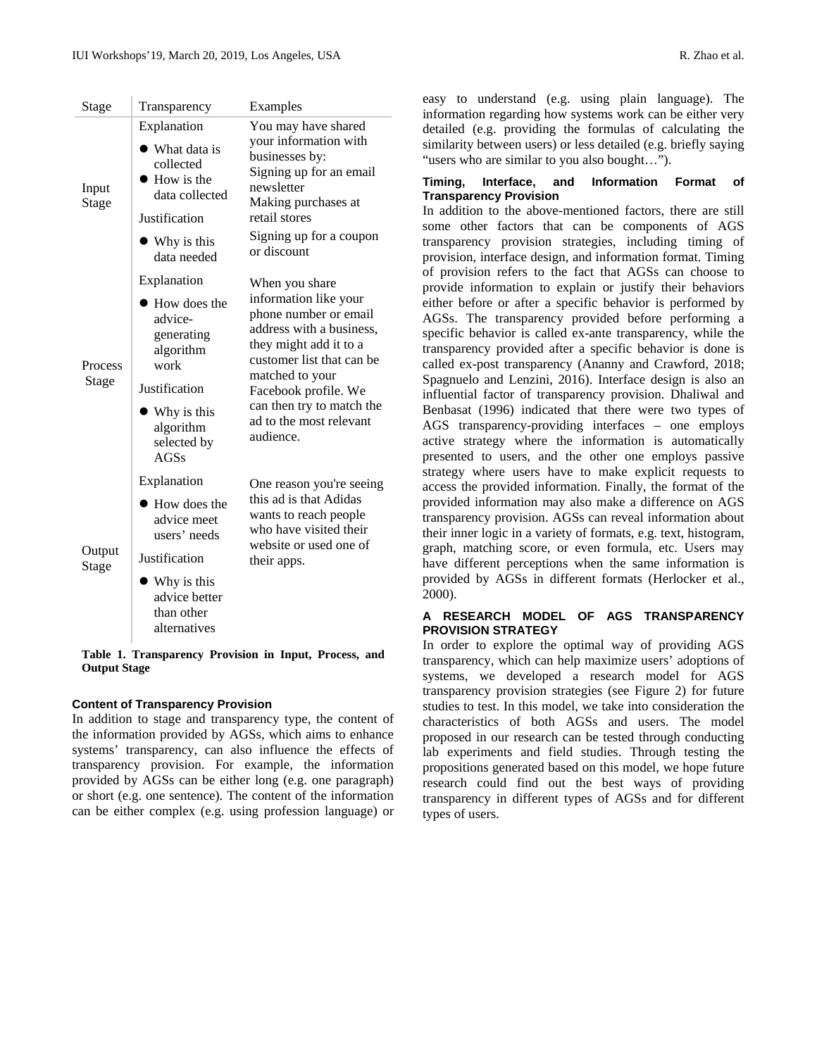| Stage | Transparency | Examples |
|---|---|---|
| Input Stage | Explanation<br>● What data is collected<br>● How is the data collected<br>Justification<br>● Why is this data needed | You may have shared your information with businesses by:<br>Signing up for an email newsletter<br>Making purchases at retail stores<br>Signing up for a coupon or discount |
| Process Stage | Explanation<br>● How does the advice-generating algorithm work<br>Justification<br>● Why is this algorithm selected by AGSs | When you share information like your phone number or email address with a business, they might add it to a customer list that can be matched to your Facebook profile. We can then try to match the ad to the most relevant audience. |
| Output Stage | Explanation<br>● How does the advice meet users' needs<br>Justification<br>● Why is this advice better than other alternatives | One reason you're seeing this ad is that Adidas wants to reach people who have visited their website or used one of their apps. |

**Table 1. Transparency Provision in Input, Process, and Output Stage**

### Content of Transparency Provision

In addition to stage and transparency type, the content of the information provided by AGSs, which aims to enhance systems' transparency, can also influence the effects of transparency provision. For example, the information provided by AGSs can be either long (e.g. one paragraph) or short (e.g. one sentence). The content of the information can be either complex (e.g. using profession language) or easy to understand (e.g. using plain language). The information regarding how systems work can be either very detailed (e.g. providing the formulas of calculating the similarity between users) or less detailed (e.g. briefly saying "users who are similar to you also bought…").

### Timing, Interface, and Information Format of Transparency Provision

In addition to the above-mentioned factors, there are still some other factors that can be components of AGS transparency provision strategies, including timing of provision, interface design, and information format. Timing of provision refers to the fact that AGSs can choose to provide information to explain or justify their behaviors either before or after a specific behavior is performed by AGSs. The transparency provided before performing a specific behavior is called ex-ante transparency, while the transparency provided after a specific behavior is done is called ex-post transparency (Ananny and Crawford, 2018; Spagnuelo and Lenzini, 2016). Interface design is also an influential factor of transparency provision. Dhaliwal and Benbasat (1996) indicated that there were two types of AGS transparency-providing interfaces – one employs active strategy where the information is automatically presented to users, and the other one employs passive strategy where users have to make explicit requests to access the provided information. Finally, the format of the provided information may also make a difference on AGS transparency provision. AGSs can reveal information about their inner logic in a variety of formats, e.g. text, histogram, graph, matching score, or even formula, etc. Users may have different perceptions when the same information is provided by AGSs in different formats (Herlocker et al., 2000).

## A RESEARCH MODEL OF AGS TRANSPARENCY PROVISION STRATEGY

In order to explore the optimal way of providing AGS transparency, which can help maximize users' adoptions of systems, we developed a research model for AGS transparency provision strategies (see Figure 2) for future studies to test. In this model, we take into consideration the characteristics of both AGSs and users. The model proposed in our research can be tested through conducting lab experiments and field studies. Through testing the propositions generated based on this model, we hope future research could find out the best ways of providing transparency in different types of AGSs and for different types of users.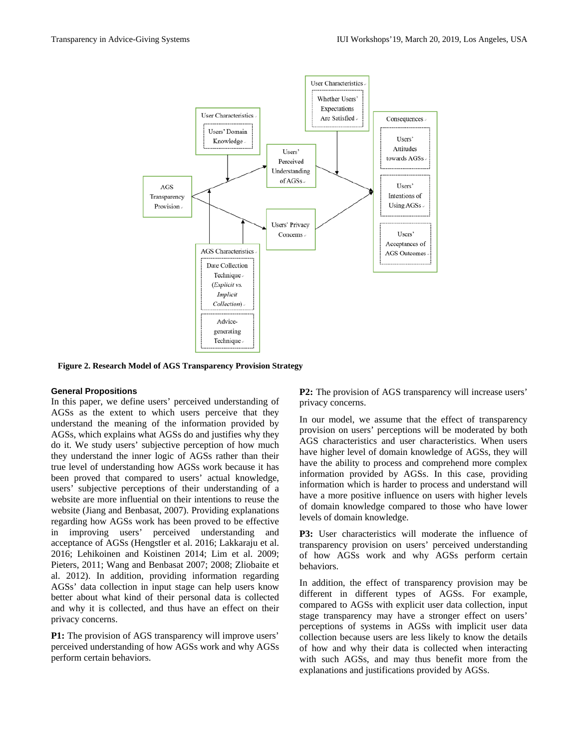**Figure 2. Research Model of AGS Transparency Provision Strategy**

### General Propositions

In this paper, we define users' perceived understanding of AGSs as the extent to which users perceive that they understand the meaning of the information provided by AGSs, which explains what AGSs do and justifies why they do it. We study users' subjective perception of how much they understand the inner logic of AGSs rather than their true level of understanding how AGSs work because it has been proved that compared to users' actual knowledge, users' subjective perceptions of their understanding of a website are more influential on their intentions to reuse the website (Jiang and Benbasat, 2007). Providing explanations regarding how AGSs work has been proved to be effective in improving users' perceived understanding and acceptance of AGSs (Hengstler et al. 2016; Lakkaraju et al. 2016; Lehikoinen and Koistinen 2014; Lim et al. 2009; Pieters, 2011; Wang and Benbasat 2007; 2008; Zliobaite et al. 2012). In addition, providing information regarding AGSs' data collection in input stage can help users know better about what kind of their personal data is collected and why it is collected, and thus have an effect on their privacy concerns.

**P1:** The provision of AGS transparency will improve users' perceived understanding of how AGSs work and why AGSs perform certain behaviors.

**P2:** The provision of AGS transparency will increase users' privacy concerns.

In our model, we assume that the effect of transparency provision on users' perceptions will be moderated by both AGS characteristics and user characteristics. When users have higher level of domain knowledge of AGSs, they will have the ability to process and comprehend more complex information provided by AGSs. In this case, providing information which is harder to process and understand will have a more positive influence on users with higher levels of domain knowledge compared to those who have lower levels of domain knowledge.

**P3:** User characteristics will moderate the influence of transparency provision on users' perceived understanding of how AGSs work and why AGSs perform certain behaviors.

In addition, the effect of transparency provision may be different in different types of AGSs. For example, compared to AGSs with explicit user data collection, input stage transparency may have a stronger effect on users' perceptions of systems in AGSs with implicit user data collection because users are less likely to know the details of how and why their data is collected when interacting with such AGSs, and may thus benefit more from the explanations and justifications provided by AGSs.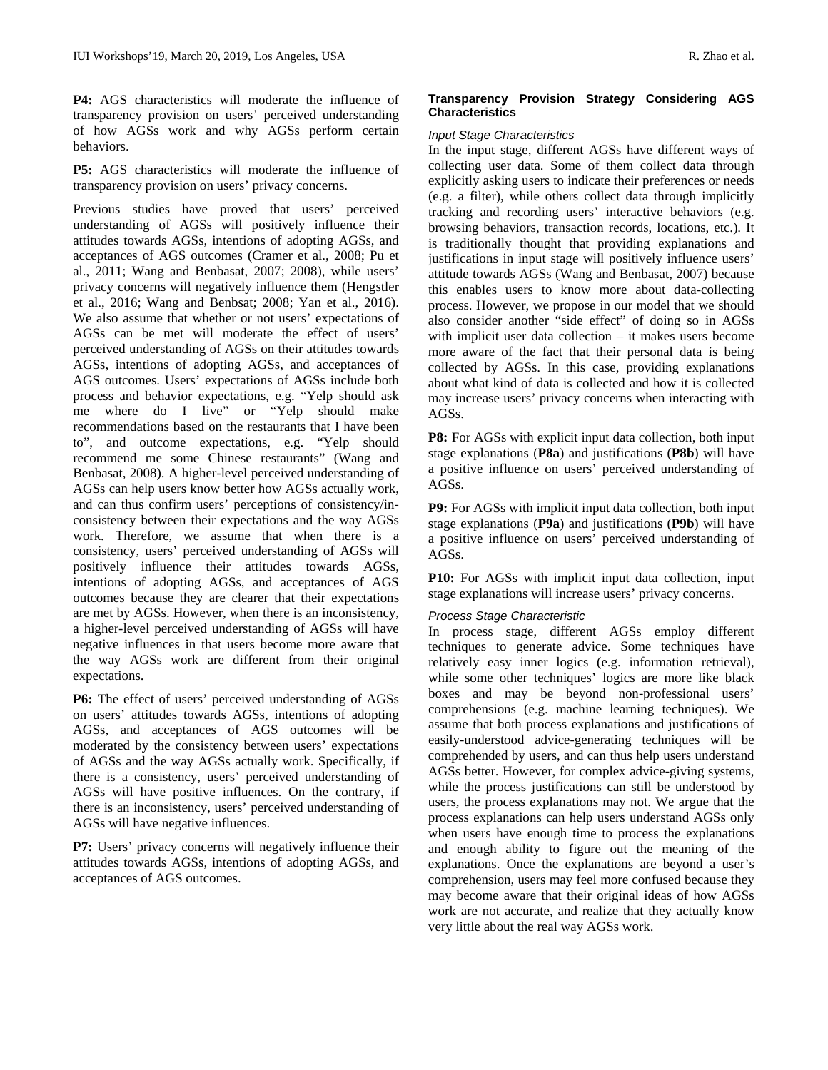**P4:** AGS characteristics will moderate the influence of transparency provision on users' perceived understanding of how AGSs work and why AGSs perform certain behaviors.

**P5:** AGS characteristics will moderate the influence of transparency provision on users' privacy concerns.

Previous studies have proved that users' perceived understanding of AGSs will positively influence their attitudes towards AGSs, intentions of adopting AGSs, and acceptances of AGS outcomes (Cramer et al., 2008; Pu et al., 2011; Wang and Benbasat, 2007; 2008), while users' privacy concerns will negatively influence them (Hengstler et al., 2016; Wang and Benbsat; 2008; Yan et al., 2016). We also assume that whether or not users' expectations of AGSs can be met will moderate the effect of users' perceived understanding of AGSs on their attitudes towards AGSs, intentions of adopting AGSs, and acceptances of AGS outcomes. Users' expectations of AGSs include both process and behavior expectations, e.g. "Yelp should ask me where do I live" or "Yelp should make recommendations based on the restaurants that I have been to", and outcome expectations, e.g. "Yelp should recommend me some Chinese restaurants" (Wang and Benbasat, 2008). A higher-level perceived understanding of AGSs can help users know better how AGSs actually work, and can thus confirm users' perceptions of consistency/in-consistency between their expectations and the way AGSs work. Therefore, we assume that when there is a consistency, users' perceived understanding of AGSs will positively influence their attitudes towards AGSs, intentions of adopting AGSs, and acceptances of AGS outcomes because they are clearer that their expectations are met by AGSs. However, when there is an inconsistency, a higher-level perceived understanding of AGSs will have negative influences in that users become more aware that the way AGSs work are different from their original expectations.

**P6:** The effect of users' perceived understanding of AGSs on users' attitudes towards AGSs, intentions of adopting AGSs, and acceptances of AGS outcomes will be moderated by the consistency between users' expectations of AGSs and the way AGSs actually work. Specifically, if there is a consistency, users' perceived understanding of AGSs will have positive influences. On the contrary, if there is an inconsistency, users' perceived understanding of AGSs will have negative influences.

**P7:** Users' privacy concerns will negatively influence their attitudes towards AGSs, intentions of adopting AGSs, and acceptances of AGS outcomes.

### Transparency Provision Strategy Considering AGS Characteristics

*Input Stage Characteristics*

In the input stage, different AGSs have different ways of collecting user data. Some of them collect data through explicitly asking users to indicate their preferences or needs (e.g. a filter), while others collect data through implicitly tracking and recording users' interactive behaviors (e.g. browsing behaviors, transaction records, locations, etc.). It is traditionally thought that providing explanations and justifications in input stage will positively influence users' attitude towards AGSs (Wang and Benbasat, 2007) because this enables users to know more about data-collecting process. However, we propose in our model that we should also consider another "side effect" of doing so in AGSs with implicit user data collection – it makes users become more aware of the fact that their personal data is being collected by AGSs. In this case, providing explanations about what kind of data is collected and how it is collected may increase users' privacy concerns when interacting with AGSs.

**P8:** For AGSs with explicit input data collection, both input stage explanations (**P8a**) and justifications (**P8b**) will have a positive influence on users' perceived understanding of AGSs.

**P9:** For AGSs with implicit input data collection, both input stage explanations (**P9a**) and justifications (**P9b**) will have a positive influence on users' perceived understanding of AGSs.

**P10:** For AGSs with implicit input data collection, input stage explanations will increase users' privacy concerns.

*Process Stage Characteristic*

In process stage, different AGSs employ different techniques to generate advice. Some techniques have relatively easy inner logics (e.g. information retrieval), while some other techniques' logics are more like black boxes and may be beyond non-professional users' comprehensions (e.g. machine learning techniques). We assume that both process explanations and justifications of easily-understood advice-generating techniques will be comprehended by users, and can thus help users understand AGSs better. However, for complex advice-giving systems, while the process justifications can still be understood by users, the process explanations may not. We argue that the process explanations can help users understand AGSs only when users have enough time to process the explanations and enough ability to figure out the meaning of the explanations. Once the explanations are beyond a user's comprehension, users may feel more confused because they may become aware that their original ideas of how AGSs work are not accurate, and realize that they actually know very little about the real way AGSs work.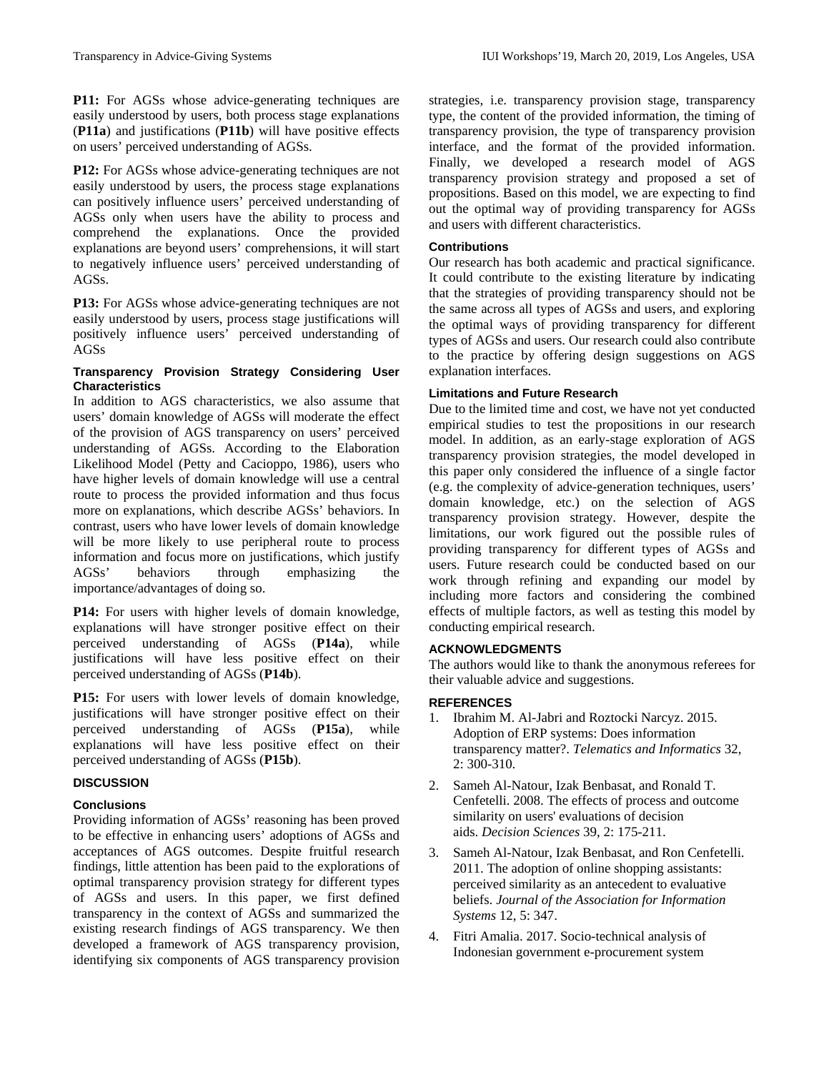**P11:** For AGSs whose advice-generating techniques are easily understood by users, both process stage explanations (**P11a**) and justifications (**P11b**) will have positive effects on users' perceived understanding of AGSs.

**P12:** For AGSs whose advice-generating techniques are not easily understood by users, the process stage explanations can positively influence users' perceived understanding of AGSs only when users have the ability to process and comprehend the explanations. Once the provided explanations are beyond users' comprehensions, it will start to negatively influence users' perceived understanding of AGSs.

**P13:** For AGSs whose advice-generating techniques are not easily understood by users, process stage justifications will positively influence users' perceived understanding of AGSs

### Transparency Provision Strategy Considering User Characteristics

In addition to AGS characteristics, we also assume that users' domain knowledge of AGSs will moderate the effect of the provision of AGS transparency on users' perceived understanding of AGSs. According to the Elaboration Likelihood Model (Petty and Cacioppo, 1986), users who have higher levels of domain knowledge will use a central route to process the provided information and thus focus more on explanations, which describe AGSs' behaviors. In contrast, users who have lower levels of domain knowledge will be more likely to use peripheral route to process information and focus more on justifications, which justify AGSs' behaviors through emphasizing the importance/advantages of doing so.

**P14:** For users with higher levels of domain knowledge, explanations will have stronger positive effect on their perceived understanding of AGSs (**P14a**), while justifications will have less positive effect on their perceived understanding of AGSs (**P14b**).

**P15:** For users with lower levels of domain knowledge, justifications will have stronger positive effect on their perceived understanding of AGSs (**P15a**), while explanations will have less positive effect on their perceived understanding of AGSs (**P15b**).

## DISCUSSION

### Conclusions

Providing information of AGSs' reasoning has been proved to be effective in enhancing users' adoptions of AGSs and acceptances of AGS outcomes. Despite fruitful research findings, little attention has been paid to the explorations of optimal transparency provision strategy for different types of AGSs and users. In this paper, we first defined transparency in the context of AGSs and summarized the existing research findings of AGS transparency. We then developed a framework of AGS transparency provision, identifying six components of AGS transparency provision strategies, i.e. transparency provision stage, transparency type, the content of the provided information, the timing of transparency provision, the type of transparency provision interface, and the format of the provided information. Finally, we developed a research model of AGS transparency provision strategy and proposed a set of propositions. Based on this model, we are expecting to find out the optimal way of providing transparency for AGSs and users with different characteristics.

### Contributions

Our research has both academic and practical significance. It could contribute to the existing literature by indicating that the strategies of providing transparency should not be the same across all types of AGSs and users, and exploring the optimal ways of providing transparency for different types of AGSs and users. Our research could also contribute to the practice by offering design suggestions on AGS explanation interfaces.

### Limitations and Future Research

Due to the limited time and cost, we have not yet conducted empirical studies to test the propositions in our research model. In addition, as an early-stage exploration of AGS transparency provision strategies, the model developed in this paper only considered the influence of a single factor (e.g. the complexity of advice-generation techniques, users' domain knowledge, etc.) on the selection of AGS transparency provision strategy. However, despite the limitations, our work figured out the possible rules of providing transparency for different types of AGSs and users. Future research could be conducted based on our work through refining and expanding our model by including more factors and considering the combined effects of multiple factors, as well as testing this model by conducting empirical research.

## ACKNOWLEDGMENTS

The authors would like to thank the anonymous referees for their valuable advice and suggestions.

## REFERENCES

1. Ibrahim M. Al-Jabri and Roztocki Narcyz. 2015. Adoption of ERP systems: Does information transparency matter?. *Telematics and Informatics* 32, 2: 300-310.
2. Sameh Al-Natour, Izak Benbasat, and Ronald T. Cenfetelli. 2008. The effects of process and outcome similarity on users' evaluations of decision aids. *Decision Sciences* 39, 2: 175-211.
3. Sameh Al-Natour, Izak Benbasat, and Ron Cenfetelli. 2011. The adoption of online shopping assistants: perceived similarity as an antecedent to evaluative beliefs. *Journal of the Association for Information Systems* 12, 5: 347.
4. Fitri Amalia. 2017. Socio-technical analysis of Indonesian government e-procurement system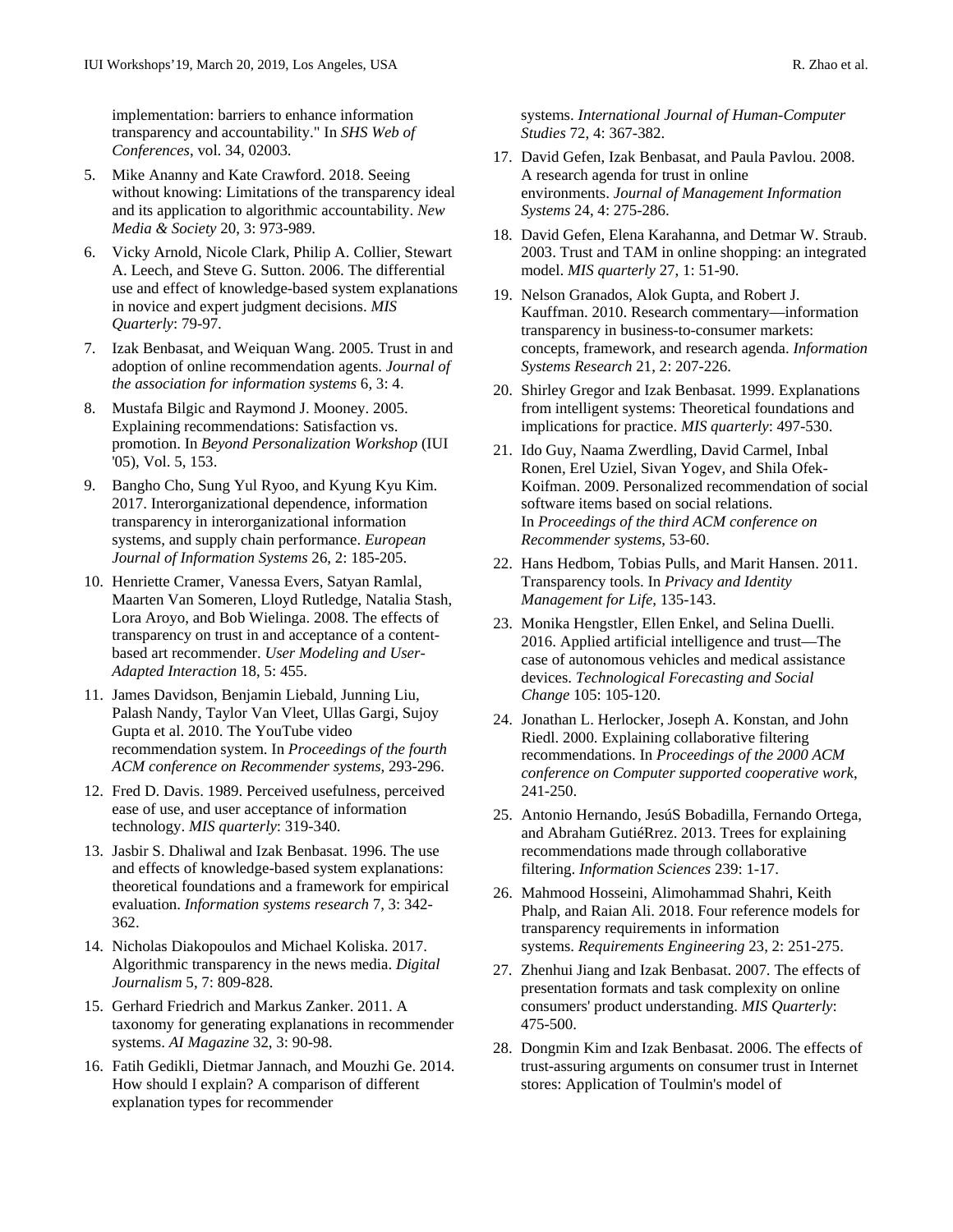implementation: barriers to enhance information transparency and accountability." In *SHS Web of Conferences*, vol. 34, 02003.

5. Mike Ananny and Kate Crawford. 2018. Seeing without knowing: Limitations of the transparency ideal and its application to algorithmic accountability. *New Media & Society* 20, 3: 973-989.
6. Vicky Arnold, Nicole Clark, Philip A. Collier, Stewart A. Leech, and Steve G. Sutton. 2006. The differential use and effect of knowledge-based system explanations in novice and expert judgment decisions. *MIS Quarterly*: 79-97.
7. Izak Benbasat, and Weiquan Wang. 2005. Trust in and adoption of online recommendation agents. *Journal of the association for information systems* 6, 3: 4.
8. Mustafa Bilgic and Raymond J. Mooney. 2005. Explaining recommendations: Satisfaction vs. promotion. In *Beyond Personalization Workshop* (IUI '05), Vol. 5, 153.
9. Bangho Cho, Sung Yul Ryoo, and Kyung Kyu Kim. 2017. Interorganizational dependence, information transparency in interorganizational information systems, and supply chain performance. *European Journal of Information Systems* 26, 2: 185-205.
10. Henriette Cramer, Vanessa Evers, Satyan Ramlal, Maarten Van Someren, Lloyd Rutledge, Natalia Stash, Lora Aroyo, and Bob Wielinga. 2008. The effects of transparency on trust in and acceptance of a content-based art recommender. *User Modeling and User-Adapted Interaction* 18, 5: 455.
11. James Davidson, Benjamin Liebald, Junning Liu, Palash Nandy, Taylor Van Vleet, Ullas Gargi, Sujoy Gupta et al. 2010. The YouTube video recommendation system. In *Proceedings of the fourth ACM conference on Recommender systems*, 293-296.
12. Fred D. Davis. 1989. Perceived usefulness, perceived ease of use, and user acceptance of information technology. *MIS quarterly*: 319-340.
13. Jasbir S. Dhaliwal and Izak Benbasat. 1996. The use and effects of knowledge-based system explanations: theoretical foundations and a framework for empirical evaluation. *Information systems research* 7, 3: 342-362.
14. Nicholas Diakopoulos and Michael Koliska. 2017. Algorithmic transparency in the news media. *Digital Journalism* 5, 7: 809-828.
15. Gerhard Friedrich and Markus Zanker. 2011. A taxonomy for generating explanations in recommender systems. *AI Magazine* 32, 3: 90-98.
16. Fatih Gedikli, Dietmar Jannach, and Mouzhi Ge. 2014. How should I explain? A comparison of different explanation types for recommender systems. *International Journal of Human-Computer Studies* 72, 4: 367-382.
17. David Gefen, Izak Benbasat, and Paula Pavlou. 2008. A research agenda for trust in online environments. *Journal of Management Information Systems* 24, 4: 275-286.
18. David Gefen, Elena Karahanna, and Detmar W. Straub. 2003. Trust and TAM in online shopping: an integrated model. *MIS quarterly* 27, 1: 51-90.
19. Nelson Granados, Alok Gupta, and Robert J. Kauffman. 2010. Research commentary—information transparency in business-to-consumer markets: concepts, framework, and research agenda. *Information Systems Research* 21, 2: 207-226.
20. Shirley Gregor and Izak Benbasat. 1999. Explanations from intelligent systems: Theoretical foundations and implications for practice. *MIS quarterly*: 497-530.
21. Ido Guy, Naama Zwerdling, David Carmel, Inbal Ronen, Erel Uziel, Sivan Yogev, and Shila Ofek-Koifman. 2009. Personalized recommendation of social software items based on social relations. In *Proceedings of the third ACM conference on Recommender systems*, 53-60.
22. Hans Hedbom, Tobias Pulls, and Marit Hansen. 2011. Transparency tools. In *Privacy and Identity Management for Life*, 135-143.
23. Monika Hengstler, Ellen Enkel, and Selina Duelli. 2016. Applied artificial intelligence and trust—The case of autonomous vehicles and medical assistance devices. *Technological Forecasting and Social Change* 105: 105-120.
24. Jonathan L. Herlocker, Joseph A. Konstan, and John Riedl. 2000. Explaining collaborative filtering recommendations. In *Proceedings of the 2000 ACM conference on Computer supported cooperative work*, 241-250.
25. Antonio Hernando, JesúS Bobadilla, Fernando Ortega, and Abraham GutiéRrez. 2013. Trees for explaining recommendations made through collaborative filtering. *Information Sciences* 239: 1-17.
26. Mahmood Hosseini, Alimohammad Shahri, Keith Phalp, and Raian Ali. 2018. Four reference models for transparency requirements in information systems. *Requirements Engineering* 23, 2: 251-275.
27. Zhenhui Jiang and Izak Benbasat. 2007. The effects of presentation formats and task complexity on online consumers' product understanding. *MIS Quarterly*: 475-500.
28. Dongmin Kim and Izak Benbasat. 2006. The effects of trust-assuring arguments on consumer trust in Internet stores: Application of Toulmin's model of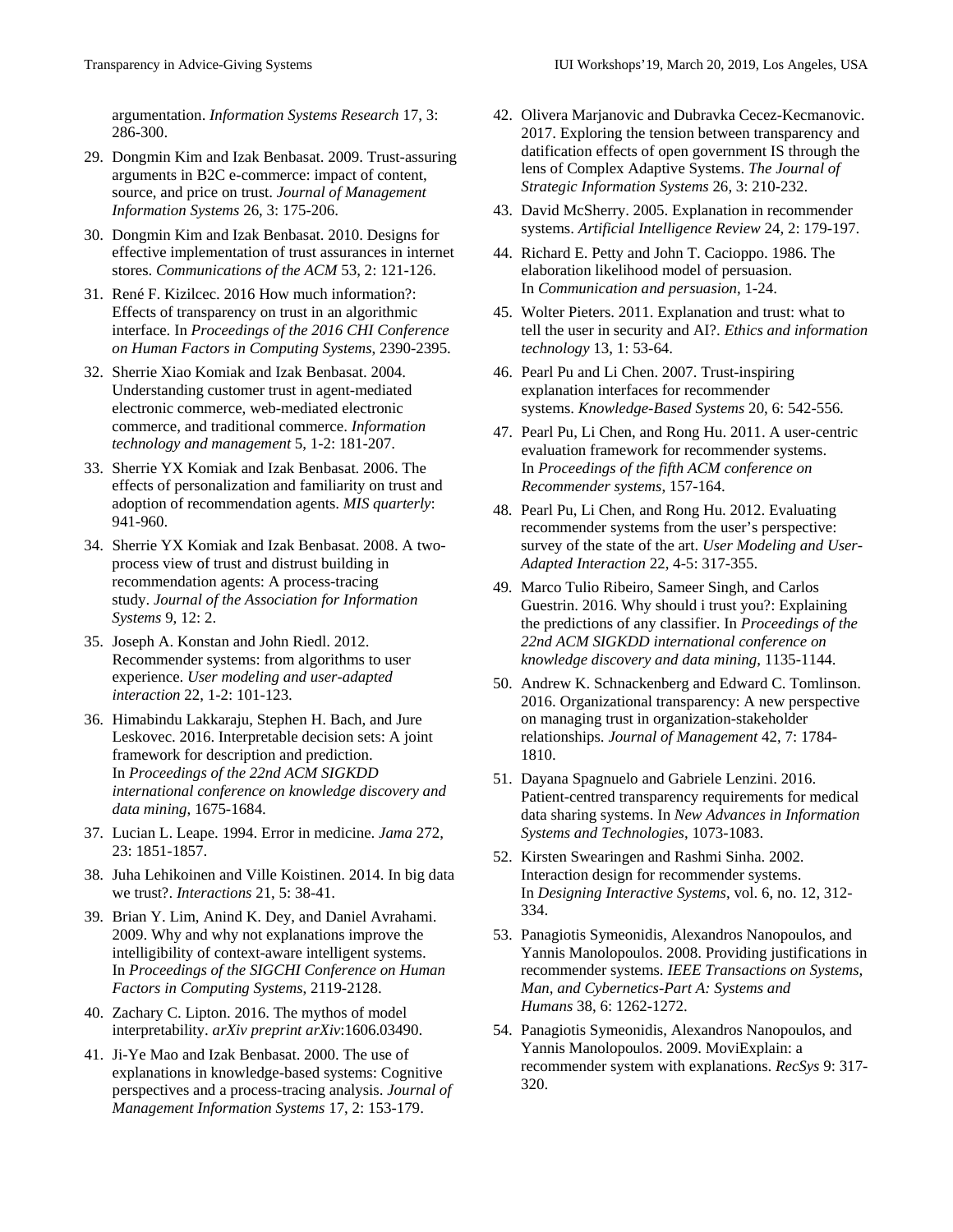argumentation. *Information Systems Research* 17, 3: 286-300.

29. Dongmin Kim and Izak Benbasat. 2009. Trust-assuring arguments in B2C e-commerce: impact of content, source, and price on trust. *Journal of Management Information Systems* 26, 3: 175-206.
30. Dongmin Kim and Izak Benbasat. 2010. Designs for effective implementation of trust assurances in internet stores. *Communications of the ACM* 53, 2: 121-126.
31. René F. Kizilcec. 2016 How much information?: Effects of transparency on trust in an algorithmic interface. In *Proceedings of the 2016 CHI Conference on Human Factors in Computing Systems*, 2390-2395.
32. Sherrie Xiao Komiak and Izak Benbasat. 2004. Understanding customer trust in agent-mediated electronic commerce, web-mediated electronic commerce, and traditional commerce. *Information technology and management* 5, 1-2: 181-207.
33. Sherrie YX Komiak and Izak Benbasat. 2006. The effects of personalization and familiarity on trust and adoption of recommendation agents. *MIS quarterly*: 941-960.
34. Sherrie YX Komiak and Izak Benbasat. 2008. A two-process view of trust and distrust building in recommendation agents: A process-tracing study. *Journal of the Association for Information Systems* 9, 12: 2.
35. Joseph A. Konstan and John Riedl. 2012. Recommender systems: from algorithms to user experience. *User modeling and user-adapted interaction* 22, 1-2: 101-123.
36. Himabindu Lakkaraju, Stephen H. Bach, and Jure Leskovec. 2016. Interpretable decision sets: A joint framework for description and prediction. In *Proceedings of the 22nd ACM SIGKDD international conference on knowledge discovery and data mining*, 1675-1684.
37. Lucian L. Leape. 1994. Error in medicine. *Jama* 272, 23: 1851-1857.
38. Juha Lehikoinen and Ville Koistinen. 2014. In big data we trust?. *Interactions* 21, 5: 38-41.
39. Brian Y. Lim, Anind K. Dey, and Daniel Avrahami. 2009. Why and why not explanations improve the intelligibility of context-aware intelligent systems. In *Proceedings of the SIGCHI Conference on Human Factors in Computing Systems*, 2119-2128.
40. Zachary C. Lipton. 2016. The mythos of model interpretability. *arXiv preprint arXiv*:1606.03490.
41. Ji-Ye Mao and Izak Benbasat. 2000. The use of explanations in knowledge-based systems: Cognitive perspectives and a process-tracing analysis. *Journal of Management Information Systems* 17, 2: 153-179.
42. Olivera Marjanovic and Dubravka Cecez-Kecmanovic. 2017. Exploring the tension between transparency and datification effects of open government IS through the lens of Complex Adaptive Systems. *The Journal of Strategic Information Systems* 26, 3: 210-232.
43. David McSherry. 2005. Explanation in recommender systems. *Artificial Intelligence Review* 24, 2: 179-197.
44. Richard E. Petty and John T. Cacioppo. 1986. The elaboration likelihood model of persuasion. In *Communication and persuasion*, 1-24.
45. Wolter Pieters. 2011. Explanation and trust: what to tell the user in security and AI?. *Ethics and information technology* 13, 1: 53-64.
46. Pearl Pu and Li Chen. 2007. Trust-inspiring explanation interfaces for recommender systems. *Knowledge-Based Systems* 20, 6: 542-556.
47. Pearl Pu, Li Chen, and Rong Hu. 2011. A user-centric evaluation framework for recommender systems. In *Proceedings of the fifth ACM conference on Recommender systems*, 157-164.
48. Pearl Pu, Li Chen, and Rong Hu. 2012. Evaluating recommender systems from the user's perspective: survey of the state of the art. *User Modeling and User-Adapted Interaction* 22, 4-5: 317-355.
49. Marco Tulio Ribeiro, Sameer Singh, and Carlos Guestrin. 2016. Why should i trust you?: Explaining the predictions of any classifier. In *Proceedings of the 22nd ACM SIGKDD international conference on knowledge discovery and data mining*, 1135-1144.
50. Andrew K. Schnackenberg and Edward C. Tomlinson. 2016. Organizational transparency: A new perspective on managing trust in organization-stakeholder relationships. *Journal of Management* 42, 7: 1784-1810.
51. Dayana Spagnuelo and Gabriele Lenzini. 2016. Patient-centred transparency requirements for medical data sharing systems. In *New Advances in Information Systems and Technologies*, 1073-1083.
52. Kirsten Swearingen and Rashmi Sinha. 2002. Interaction design for recommender systems. In *Designing Interactive Systems*, vol. 6, no. 12, 312-334.
53. Panagiotis Symeonidis, Alexandros Nanopoulos, and Yannis Manolopoulos. 2008. Providing justifications in recommender systems. *IEEE Transactions on Systems, Man, and Cybernetics-Part A: Systems and Humans* 38, 6: 1262-1272.
54. Panagiotis Symeonidis, Alexandros Nanopoulos, and Yannis Manolopoulos. 2009. MoviExplain: a recommender system with explanations. *RecSys* 9: 317-320.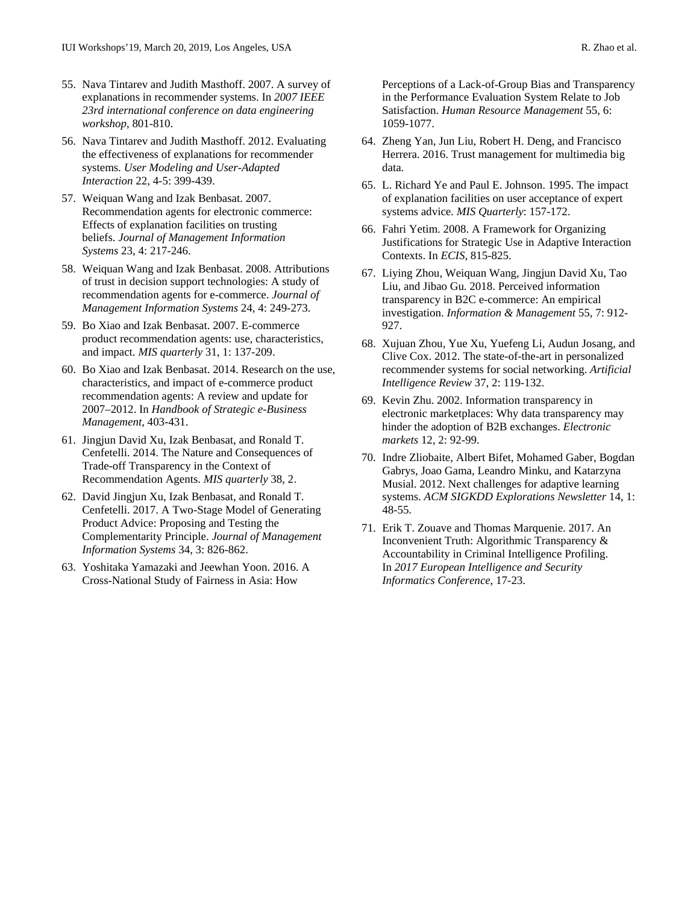55. Nava Tintarev and Judith Masthoff. 2007. A survey of explanations in recommender systems. In *2007 IEEE 23rd international conference on data engineering workshop*, 801-810.

56. Nava Tintarev and Judith Masthoff. 2012. Evaluating the effectiveness of explanations for recommender systems. *User Modeling and User-Adapted Interaction* 22, 4-5: 399-439.

57. Weiquan Wang and Izak Benbasat. 2007. Recommendation agents for electronic commerce: Effects of explanation facilities on trusting beliefs. *Journal of Management Information Systems* 23, 4: 217-246.

58. Weiquan Wang and Izak Benbasat. 2008. Attributions of trust in decision support technologies: A study of recommendation agents for e-commerce. *Journal of Management Information Systems* 24, 4: 249-273.

59. Bo Xiao and Izak Benbasat. 2007. E-commerce product recommendation agents: use, characteristics, and impact. *MIS quarterly* 31, 1: 137-209.

60. Bo Xiao and Izak Benbasat. 2014. Research on the use, characteristics, and impact of e-commerce product recommendation agents: A review and update for 2007–2012. In *Handbook of Strategic e-Business Management*, 403-431.

61. Jingjun David Xu, Izak Benbasat, and Ronald T. Cenfetelli. 2014. The Nature and Consequences of Trade-off Transparency in the Context of Recommendation Agents. *MIS quarterly* 38, 2.

62. David Jingjun Xu, Izak Benbasat, and Ronald T. Cenfetelli. 2017. A Two-Stage Model of Generating Product Advice: Proposing and Testing the Complementarity Principle. *Journal of Management Information Systems* 34, 3: 826-862.

63. Yoshitaka Yamazaki and Jeewhan Yoon. 2016. A Cross-National Study of Fairness in Asia: How Perceptions of a Lack-of-Group Bias and Transparency in the Performance Evaluation System Relate to Job Satisfaction. *Human Resource Management* 55, 6: 1059-1077.

64. Zheng Yan, Jun Liu, Robert H. Deng, and Francisco Herrera. 2016. Trust management for multimedia big data.

65. L. Richard Ye and Paul E. Johnson. 1995. The impact of explanation facilities on user acceptance of expert systems advice. *MIS Quarterly*: 157-172.

66. Fahri Yetim. 2008. A Framework for Organizing Justifications for Strategic Use in Adaptive Interaction Contexts. In *ECIS*, 815-825.

67. Liying Zhou, Weiquan Wang, Jingjun David Xu, Tao Liu, and Jibao Gu. 2018. Perceived information transparency in B2C e-commerce: An empirical investigation. *Information & Management* 55, 7: 912-927.

68. Xujuan Zhou, Yue Xu, Yuefeng Li, Audun Josang, and Clive Cox. 2012. The state-of-the-art in personalized recommender systems for social networking. *Artificial Intelligence Review* 37, 2: 119-132.

69. Kevin Zhu. 2002. Information transparency in electronic marketplaces: Why data transparency may hinder the adoption of B2B exchanges. *Electronic markets* 12, 2: 92-99.

70. Indre Zliobaite, Albert Bifet, Mohamed Gaber, Bogdan Gabrys, Joao Gama, Leandro Minku, and Katarzyna Musial. 2012. Next challenges for adaptive learning systems. *ACM SIGKDD Explorations Newsletter* 14, 1: 48-55.

71. Erik T. Zouave and Thomas Marquenie. 2017. An Inconvenient Truth: Algorithmic Transparency & Accountability in Criminal Intelligence Profiling. In *2017 European Intelligence and Security Informatics Conference*, 17-23.